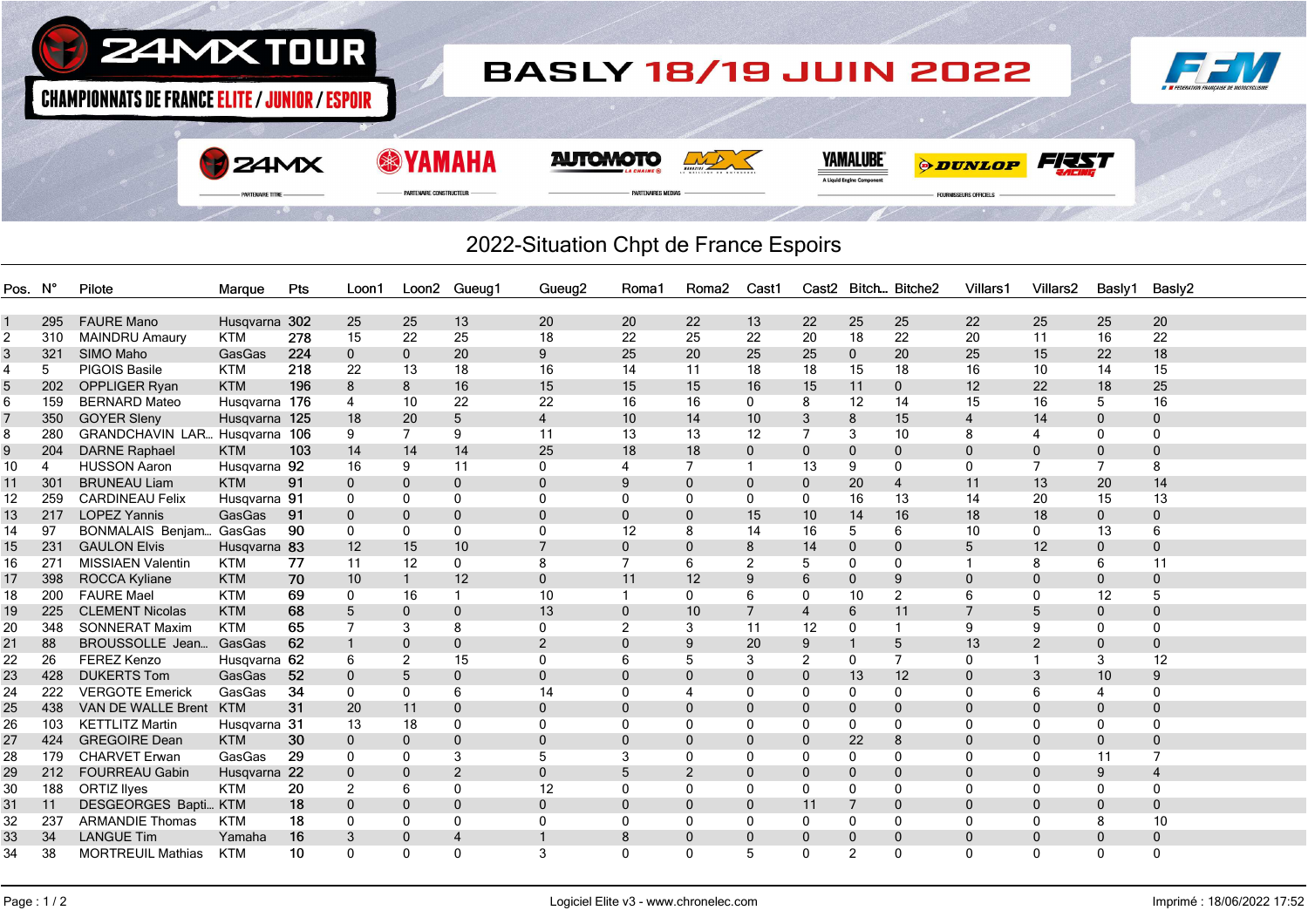24MX TOUR
CHAMPIONNATS DE FRANCE ELITE / JUNIOR / ESPOIR

# BASLY 18/19 JUIN 2022

## 2022-Situation Chpt de France Espoirs

| Pos. | N° | Pilote | Marque | Pts | Loon1 | Loon2 | Gueug1 | Gueug2 | Roma1 | Roma2 | Cast1 | Cast2 | Bitch... | Bitche2 | Villars1 | Villars2 | Basly1 | Basly2 |
|---|---|---|---|---|---|---|---|---|---|---|---|---|---|---|---|---|---|---|
| 1 | 295 | FAURE Mano | Husqvarna | 302 | 25 | 25 | 13 | 20 | 20 | 22 | 13 | 22 | 25 | 25 | 22 | 25 | 25 | 20 |
| 2 | 310 | MAINDRU Amaury | KTM | 278 | 15 | 22 | 25 | 18 | 22 | 25 | 22 | 20 | 18 | 22 | 20 | 11 | 16 | 22 |
| 3 | 321 | SIMO Maho | GasGas | 224 | 0 | 0 | 20 | 9 | 25 | 20 | 25 | 25 | 0 | 20 | 25 | 15 | 22 | 18 |
| 4 | 5 | PIGOIS Basile | KTM | 218 | 22 | 13 | 18 | 16 | 14 | 11 | 18 | 18 | 15 | 18 | 16 | 10 | 14 | 15 |
| 5 | 202 | OPPLIGER Ryan | KTM | 196 | 8 | 8 | 16 | 15 | 15 | 15 | 16 | 15 | 11 | 0 | 12 | 22 | 18 | 25 |
| 6 | 159 | BERNARD Mateo | Husqvarna | 176 | 4 | 10 | 22 | 22 | 16 | 16 | 0 | 8 | 12 | 14 | 15 | 16 | 5 | 16 |
| 7 | 350 | GOYER Sleny | Husqvarna | 125 | 18 | 20 | 5 | 4 | 10 | 14 | 10 | 3 | 8 | 15 | 4 | 14 | 0 | 0 |
| 8 | 280 | GRANDCHAVIN LAR... | Husqvarna | 106 | 9 | 7 | 9 | 11 | 13 | 13 | 12 | 7 | 3 | 10 | 8 | 4 | 0 | 0 |
| 9 | 204 | DARNE Raphael | KTM | 103 | 14 | 14 | 14 | 25 | 18 | 18 | 0 | 0 | 0 | 0 | 0 | 0 | 0 | 0 |
| 10 | 4 | HUSSON Aaron | Husqvarna | 92 | 16 | 9 | 11 | 0 | 4 | 7 | 1 | 13 | 9 | 0 | 0 | 7 | 7 | 8 |
| 11 | 301 | BRUNEAU Liam | KTM | 91 | 0 | 0 | 0 | 0 | 9 | 0 | 0 | 0 | 20 | 4 | 11 | 13 | 20 | 14 |
| 12 | 259 | CARDINEAU Felix | Husqvarna | 91 | 0 | 0 | 0 | 0 | 0 | 0 | 0 | 0 | 16 | 13 | 14 | 20 | 15 | 13 |
| 13 | 217 | LOPEZ Yannis | GasGas | 91 | 0 | 0 | 0 | 0 | 0 | 0 | 15 | 10 | 14 | 16 | 18 | 18 | 0 | 0 |
| 14 | 97 | BONMALAIS Benjam... | GasGas | 90 | 0 | 0 | 0 | 0 | 12 | 8 | 14 | 16 | 5 | 6 | 10 | 0 | 13 | 6 |
| 15 | 231 | GAULON Elvis | Husqvarna | 83 | 12 | 15 | 10 | 7 | 0 | 0 | 8 | 14 | 0 | 0 | 5 | 12 | 0 | 0 |
| 16 | 271 | MISSIAEN Valentin | KTM | 77 | 11 | 12 | 0 | 8 | 7 | 6 | 2 | 5 | 0 | 0 | 1 | 8 | 6 | 11 |
| 17 | 398 | ROCCA Kyliane | KTM | 70 | 10 | 1 | 12 | 0 | 11 | 12 | 9 | 6 | 0 | 9 | 0 | 0 | 0 | 0 |
| 18 | 200 | FAURE Mael | KTM | 69 | 0 | 16 | 1 | 10 | 1 | 0 | 6 | 0 | 10 | 2 | 6 | 0 | 12 | 5 |
| 19 | 225 | CLEMENT Nicolas | KTM | 68 | 5 | 0 | 0 | 13 | 0 | 10 | 7 | 4 | 6 | 11 | 7 | 5 | 0 | 0 |
| 20 | 348 | SONNERAT Maxim | KTM | 65 | 7 | 3 | 8 | 0 | 2 | 3 | 11 | 12 | 0 | 1 | 9 | 9 | 0 | 0 |
| 21 | 88 | BROUSSOLLE Jean... | GasGas | 62 | 1 | 0 | 0 | 2 | 0 | 9 | 20 | 9 | 1 | 5 | 13 | 2 | 0 | 0 |
| 22 | 26 | FEREZ Kenzo | Husqvarna | 62 | 6 | 2 | 15 | 0 | 6 | 5 | 3 | 2 | 0 | 7 | 0 | 1 | 3 | 12 |
| 23 | 428 | DUKERTS Tom | GasGas | 52 | 0 | 5 | 0 | 0 | 0 | 0 | 0 | 0 | 13 | 12 | 0 | 3 | 10 | 9 |
| 24 | 222 | VERGOTE Emerick | GasGas | 34 | 0 | 0 | 6 | 14 | 0 | 4 | 0 | 0 | 0 | 0 | 0 | 6 | 4 | 0 |
| 25 | 438 | VAN DE WALLE Brent | KTM | 31 | 20 | 11 | 0 | 0 | 0 | 0 | 0 | 0 | 0 | 0 | 0 | 0 | 0 | 0 |
| 26 | 103 | KETTLITZ Martin | Husqvarna | 31 | 13 | 18 | 0 | 0 | 0 | 0 | 0 | 0 | 0 | 0 | 0 | 0 | 0 | 0 |
| 27 | 424 | GREGOIRE Dean | KTM | 30 | 0 | 0 | 0 | 0 | 0 | 0 | 0 | 0 | 22 | 8 | 0 | 0 | 0 | 0 |
| 28 | 179 | CHARVET Erwan | GasGas | 29 | 0 | 0 | 3 | 5 | 3 | 0 | 0 | 0 | 0 | 0 | 0 | 0 | 11 | 7 |
| 29 | 212 | FOURREAU Gabin | Husqvarna | 22 | 0 | 0 | 2 | 0 | 5 | 2 | 0 | 0 | 0 | 0 | 0 | 0 | 9 | 4 |
| 30 | 188 | ORTIZ Ilyes | KTM | 20 | 2 | 6 | 0 | 12 | 0 | 0 | 0 | 0 | 0 | 0 | 0 | 0 | 0 | 0 |
| 31 | 11 | DESGEORGES Bapti... | KTM | 18 | 0 | 0 | 0 | 0 | 0 | 0 | 0 | 11 | 7 | 0 | 0 | 0 | 0 | 0 |
| 32 | 237 | ARMANDIE Thomas | KTM | 18 | 0 | 0 | 0 | 0 | 0 | 0 | 0 | 0 | 0 | 0 | 0 | 0 | 8 | 10 |
| 33 | 34 | LANGUE Tim | Yamaha | 16 | 3 | 0 | 4 | 1 | 8 | 0 | 0 | 0 | 0 | 0 | 0 | 0 | 0 | 0 |
| 34 | 38 | MORTREUIL Mathias | KTM | 10 | 0 | 0 | 0 | 3 | 0 | 0 | 5 | 0 | 2 | 0 | 0 | 0 | 0 | 0 |

Logiciel Elite v3 - www.chronelec.com    Imprimé : 18/06/2022 17:52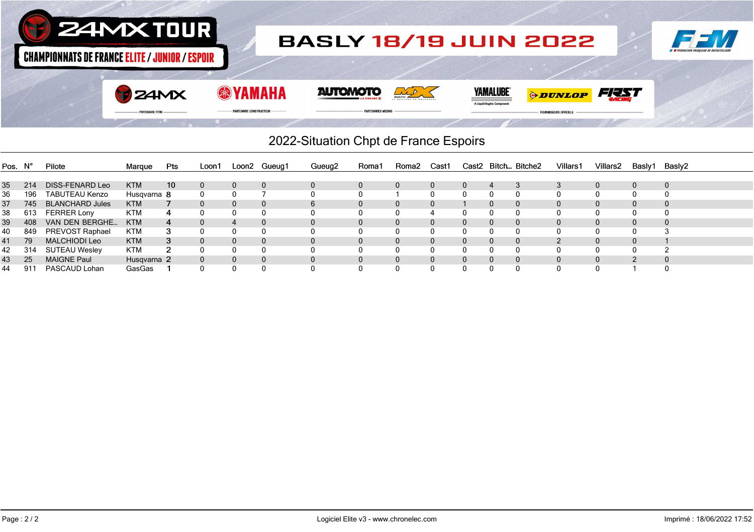24MX TOUR

CHAMPIONNATS DE FRANCE ELITE / JUNIOR / ESPOIR

BASLY 18/19 JUIN 2022

## 2022-Situation Chpt de France Espoirs

| Pos. | N° | Pilote | Marque | Pts | Loon1 | Loon2 | Gueug1 | Gueug2 | Roma1 | Roma2 | Cast1 | Cast2 | Bitch... | Bitche2 | Villars1 | Villars2 | Basly1 | Basly2 |
|---|---|---|---|---|---|---|---|---|---|---|---|---|---|---|---|---|---|---|
| 35 | 214 | DISS-FENARD Leo | KTM | 10 | 0 | 0 | 0 | 0 | 0 | 0 | 0 | 0 | 4 | 3 | 3 | 0 | 0 | 0 |
| 36 | 196 | TABUTEAU Kenzo | Husqvarna | 8 | 0 | 0 | 7 | 0 | 0 | 1 | 0 | 0 | 0 | 0 | 0 | 0 | 0 | 0 |
| 37 | 745 | BLANCHARD Jules | KTM | 7 | 0 | 0 | 0 | 6 | 0 | 0 | 0 | 1 | 0 | 0 | 0 | 0 | 0 | 0 |
| 38 | 613 | FERRER Lony | KTM | 4 | 0 | 0 | 0 | 0 | 0 | 0 | 4 | 0 | 0 | 0 | 0 | 0 | 0 | 0 |
| 39 | 408 | VAN DEN BERGHE... | KTM | 4 | 0 | 4 | 0 | 0 | 0 | 0 | 0 | 0 | 0 | 0 | 0 | 0 | 0 | 0 |
| 40 | 849 | PREVOST Raphael | KTM | 3 | 0 | 0 | 0 | 0 | 0 | 0 | 0 | 0 | 0 | 0 | 0 | 0 | 0 | 3 |
| 41 | 79 | MALCHIODI Leo | KTM | 3 | 0 | 0 | 0 | 0 | 0 | 0 | 0 | 0 | 0 | 0 | 2 | 0 | 0 | 1 |
| 42 | 314 | SUTEAU Wesley | KTM | 2 | 0 | 0 | 0 | 0 | 0 | 0 | 0 | 0 | 0 | 0 | 0 | 0 | 0 | 2 |
| 43 | 25 | MAIGNE Paul | Husqvarna | 2 | 0 | 0 | 0 | 0 | 0 | 0 | 0 | 0 | 0 | 0 | 0 | 0 | 2 | 0 |
| 44 | 911 | PASCAUD Lohan | GasGas | 1 | 0 | 0 | 0 | 0 | 0 | 0 | 0 | 0 | 0 | 0 | 0 | 0 | 1 | 0 |

Logiciel Elite v3 - www.chronelec.com

Imprimé : 18/06/2022 17:52